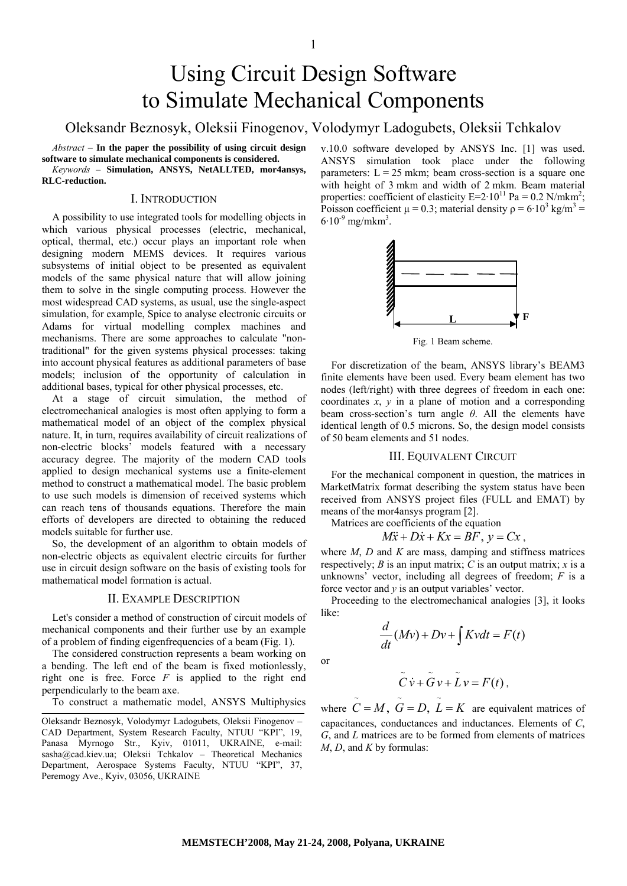# Using Circuit Design Software to Simulate Mechanical Components

Oleksandr Beznosyk, Oleksii Finogenov, Volodymyr Ladogubets, Oleksii Tchkalov

*Abstract* – **In the paper the possibility of using circuit design software to simulate mechanical components is considered.**

*Keywords* – **Simulation, ANSYS, NetALLTED, mor4ansys, RLC-reduction.**

## I. Introduction

A possibility to use integrated tools for modelling objects in which various physical processes (electric, mechanical, optical, thermal, etc.) occur plays an important role when designing modern MEMS devices. It requires various subsystems of initial object to be presented as equivalent models of the same physical nature that will allow joining them to solve in the single computing process. However the most widespread CAD systems, as usual, use the single-aspect simulation, for example, Spice to analyse electronic circuits or Adams for virtual modelling complex machines and mechanisms. There are some approaches to calculate "non-traditional" for the given systems physical processes: taking into account physical features as additional parameters of base models; inclusion of the opportunity of calculation in additional bases, typical for other physical processes, etc.

At a stage of circuit simulation, the method of electromechanical analogies is most often applying to form a mathematical model of an object of the complex physical nature. It, in turn, requires availability of circuit realizations of non-electric blocks' models featured with a necessary accuracy degree. The majority of the modern CAD tools applied to design mechanical systems use a finite-element method to construct a mathematical model. The basic problem to use such models is dimension of received systems which can reach tens of thousands equations. Therefore the main efforts of developers are directed to obtaining the reduced models suitable for further use.

So, the development of an algorithm to obtain models of non-electric objects as equivalent electric circuits for further use in circuit design software on the basis of existing tools for mathematical model formation is actual.

## II. Example Description

Let's consider a method of construction of circuit models of mechanical components and their further use by an example of a problem of finding eigenfrequencies of a beam (Fig. 1).

The considered construction represents a beam working on a bending. The left end of the beam is fixed motionlessly, right one is free. Force $F$ is applied to the right end perpendicularly to the beam axe.

To construct a mathematic model, ANSYS Multiphysics v.10.0 software developed by ANSYS Inc. [1] was used. ANSYS simulation took place under the following parameters: L = 25 mkm; beam cross-section is a square one with height of 3 mkm and width of 2 mkm. Beam material properties: coefficient of elasticity $E=2\cdot10^{11}$ Pa = 0.2 N/mkm$^2$; Poisson coefficient $\mu = 0.3$; material density $\rho = 6\cdot10^3$ kg/m$^3$ = $6\cdot10^{-9}$ mg/mkm$^3$.

L

F

Fig. 1 Beam scheme.

For discretization of the beam, ANSYS library's BEAM3 finite elements have been used. Every beam element has two nodes (left/right) with three degrees of freedom in each one: coordinates $x$, $y$ in a plane of motion and a corresponding beam cross-section's turn angle $\theta$. All the elements have identical length of 0.5 microns. So, the design model consists of 50 beam elements and 51 nodes.

## III. Equivalent Circuit

For the mechanical component in question, the matrices in MarketMatrix format describing the system status have been received from ANSYS project files (FULL and EMAT) by means of the mor4ansys program [2].

Matrices are coefficients of the equation

$$M\ddot{x} + D\dot{x} + Kx = BF,\; y = Cx\,,$$

where $M$, $D$ and $K$ are mass, damping and stiffness matrices respectively; $B$ is an input matrix; $C$ is an output matrix; $x$ is a unknowns' vector, including all degrees of freedom; $F$ is a force vector and $y$ is an output variables' vector.

Proceeding to the electromechanical analogies [3], it looks like:

$$\frac{d}{dt}(Mv) + Dv + \int Kv dt = F(t)$$

or

$$\tilde{C}\,\dot{v} + \tilde{G}\,v + \tilde{L}\,v = F(t)\,,$$

where $\tilde{C} = M$, $\tilde{G} = D$, $\tilde{L} = K$ are equivalent matrices of capacitances, conductances and inductances. Elements of $C$, $G$, and $L$ matrices are to be formed from elements of matrices $M$, $D$, and $K$ by formulas:

---

Oleksandr Beznosyk, Volodymyr Ladogubets, Oleksii Finogenov – CAD Department, System Research Faculty, NTUU "KPI", 19, Panasa Myrnogo Str., Kyiv, 01011, UKRAINE, e-mail: sasha@cad.kiev.ua; Oleksii Tchkalov – Theoretical Mechanics Department, Aerospace Systems Faculty, NTUU "KPI", 37, Peremogy Ave., Kyiv, 03056, UKRAINE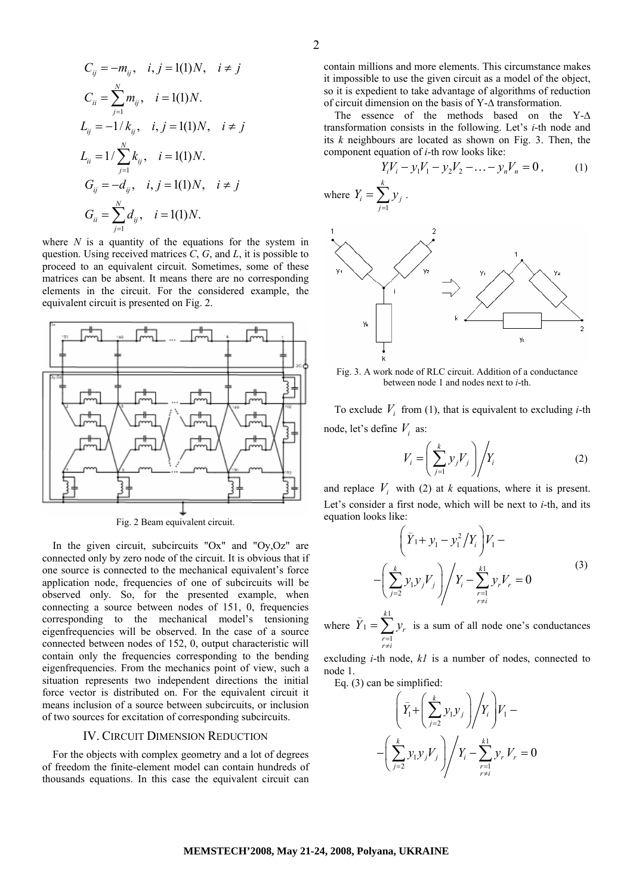$$C_{ij} = -m_{ij}, \quad i,j = 1(1)N, \quad i \neq j$$

$$C_{ii} = \sum_{j=1}^{N} m_{ij}, \quad i = 1(1)N.$$

$$L_{ij} = -1/k_{ij}, \quad i,j = 1(1)N, \quad i \neq j$$

$$L_{ii} = 1/\sum_{j=1}^{N} k_{ij}, \quad i = 1(1)N.$$

$$G_{ij} = -d_{ij}, \quad i,j = 1(1)N, \quad i \neq j$$

$$G_{ii} = \sum_{j=1}^{N} d_{ij}, \quad i = 1(1)N.$$

where $N$ is a quantity of the equations for the system in question. Using received matrices $C$, $G$, and $L$, it is possible to proceed to an equivalent circuit. Sometimes, some of these matrices can be absent. It means there are no corresponding elements in the circuit. For the considered example, the equivalent circuit is presented on Fig. 2.

Fig. 2 Beam equivalent circuit.

In the given circuit, subcircuits "Ox" and "Oy,Oz" are connected only by zero node of the circuit. It is obvious that if one source is connected to the mechanical equivalent's force application node, frequencies of one of subcircuits will be observed only. So, for the presented example, when connecting a source between nodes of 151, 0, frequencies corresponding to the mechanical model's tensioning eigenfrequencies will be observed. In the case of a source connected between nodes of 152, 0, output characteristic will contain only the frequencies corresponding to the bending eigenfrequencies. From the mechanics point of view, such a situation represents two independent directions the initial force vector is distributed on. For the equivalent circuit it means inclusion of a source between subcircuits, or inclusion of two sources for excitation of corresponding subcircuits.

## IV. Circuit Dimension Reduction

For the objects with complex geometry and a lot of degrees of freedom the finite-element model can contain hundreds of thousands equations. In this case the equivalent circuit can contain millions and more elements. This circumstance makes it impossible to use the given circuit as a model of the object, so it is expedient to take advantage of algorithms of reduction of circuit dimension on the basis of Y-Δ transformation.

The essence of the methods based on the Y-Δ transformation consists in the following. Let's $i$-th node and its $k$ neighbours are located as shown on Fig. 3. Then, the component equation of $i$-th row looks like:

$$Y_i V_i - y_1 V_1 - y_2 V_2 - \ldots - y_n V_n = 0\,, \tag{1}$$

where $Y_i = \sum_{j=1}^{k} y_j$ .

Fig. 3. A work node of RLC circuit. Addition of a conductance between node 1 and nodes next to $i$-th.

To exclude $V_i$ from (1), that is equivalent to excluding $i$-th node, let's define $V_i$ as:

$$V_i = \left( \sum_{j=1}^{k} y_j V_j \right) \Bigg/ Y_i \tag{2}$$

and replace $V_i$ with (2) at $k$ equations, where it is present. Let's consider a first node, which will be next to $i$-th, and its equation looks like:

$$\left( \bar{Y}_1 + y_1 - y_1^2 \big/ Y_i \right) V_1 - \\ - \left( \sum_{j=2}^{k} y_1 y_j V_j \right) \Bigg/ Y_i - \sum_{\substack{r=1 \\ r \neq i}}^{k1} y_r V_r = 0 \tag{3}$$

where $\bar{Y}_1 = \sum_{\substack{r=1 \\ r \neq i}}^{k1} y_r$ is a sum of all node one's conductances excluding $i$-th node, $k1$ is a number of nodes, connected to node 1.

Eq. (3) can be simplified:

$$\left( \bar{Y}_1 + \left( \sum_{j=2}^{k} y_1 y_j \right) \Bigg/ Y_i \right) V_1 - \\ - \left( \sum_{j=2}^{k} y_1 y_j V_j \right) \Bigg/ Y_i - \sum_{\substack{r=1 \\ r \neq i}}^{k1} y_r V_r = 0$$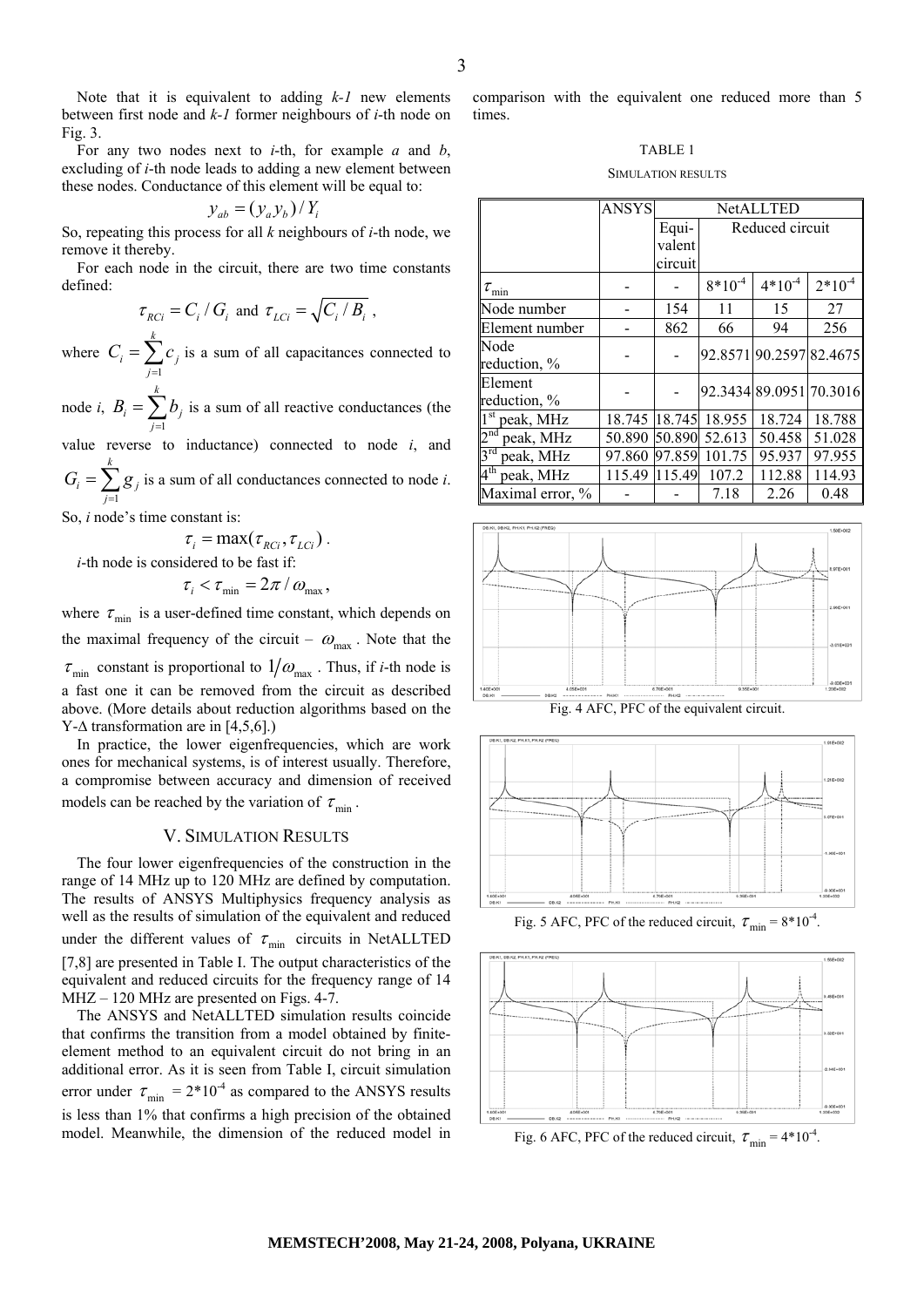Note that it is equivalent to adding *k-1* new elements between first node and *k-1* former neighbours of *i*-th node on Fig. 3.

For any two nodes next to *i*-th, for example *a* and *b*, excluding of *i*-th node leads to adding a new element between these nodes. Conductance of this element will be equal to:

$$y_{ab} = (y_a y_b)/Y_i$$

So, repeating this process for all *k* neighbours of *i*-th node, we remove it thereby.

For each node in the circuit, there are two time constants defined:

$$\tau_{RCi} = C_i / G_i \text{ and } \tau_{LCi} = \sqrt{C_i / B_i}\,,$$

where $C_i = \sum_{j=1}^{k} c_j$ is a sum of all capacitances connected to node *i*, $B_i = \sum_{j=1}^{k} b_j$ is a sum of all reactive conductances (the value reverse to inductance) connected to node *i*, and $G_i = \sum_{j=1}^{k} g_j$ is a sum of all conductances connected to node *i*.

So, *i* node's time constant is:

$$\tau_i = \max(\tau_{RCi}, \tau_{LCi})\,.$$

*i*-th node is considered to be fast if:

$$\tau_i < \tau_{\min} = 2\pi / \omega_{\max}\,,$$

where $\tau_{\min}$ is a user-defined time constant, which depends on the maximal frequency of the circuit – $\omega_{\max}$. Note that the $\tau_{\min}$ constant is proportional to $1/\omega_{\max}$. Thus, if *i*-th node is a fast one it can be removed from the circuit as described above. (More details about reduction algorithms based on the Y-Δ transformation are in [4,5,6].)

In practice, the lower eigenfrequencies, which are work ones for mechanical systems, is of interest usually. Therefore, a compromise between accuracy and dimension of received models can be reached by the variation of $\tau_{\min}$.

## V. Simulation Results

The four lower eigenfrequencies of the construction in the range of 14 MHz up to 120 MHz are defined by computation. The results of ANSYS Multiphysics frequency analysis as well as the results of simulation of the equivalent and reduced under the different values of $\tau_{\min}$ circuits in NetALLTED [7,8] are presented in Table I. The output characteristics of the equivalent and reduced circuits for the frequency range of 14 MHZ – 120 MHz are presented on Figs. 4-7.

The ANSYS and NetALLTED simulation results coincide that confirms the transition from a model obtained by finite-element method to an equivalent circuit do not bring in an additional error. As it is seen from Table I, circuit simulation error under $\tau_{\min}$ = 2*10$^{-4}$ as compared to the ANSYS results is less than 1% that confirms a high precision of the obtained model. Meanwhile, the dimension of the reduced model in comparison with the equivalent one reduced more than 5 times.

TABLE 1

Simulation results

| | ANSYS | NetALLTED | | | |
|---|---|---|---|---|---|
| | | Equi-valent circuit | Reduced circuit | | |
| $\tau_{\min}$ | - | - | 8*10$^{-4}$ | 4*10$^{-4}$ | 2*10$^{-4}$ |
| Node number | - | 154 | 11 | 15 | 27 |
| Element number | - | 862 | 66 | 94 | 256 |
| Node reduction, % | - | - | 92.8571 | 90.2597 | 82.4675 |
| Element reduction, % | - | - | 92.3434 | 89.0951 | 70.3016 |
| 1$^{st}$ peak, MHz | 18.745 | 18.745 | 18.955 | 18.724 | 18.788 |
| 2$^{nd}$ peak, MHz | 50.890 | 50.890 | 52.613 | 50.458 | 51.028 |
| 3$^{rd}$ peak, MHz | 97.860 | 97.859 | 101.75 | 95.937 | 97.955 |
| 4$^{th}$ peak, MHz | 115.49 | 115.49 | 107.2 | 112.88 | 114.93 |
| Maximal error, % | - | - | 7.18 | 2.26 | 0.48 |

Fig. 4 AFC, PFC of the equivalent circuit.

Fig. 5 AFC, PFC of the reduced circuit, $\tau_{\min}$ = 8*10$^{-4}$.

Fig. 6 AFC, PFC of the reduced circuit, $\tau_{\min}$ = 4*10$^{-4}$.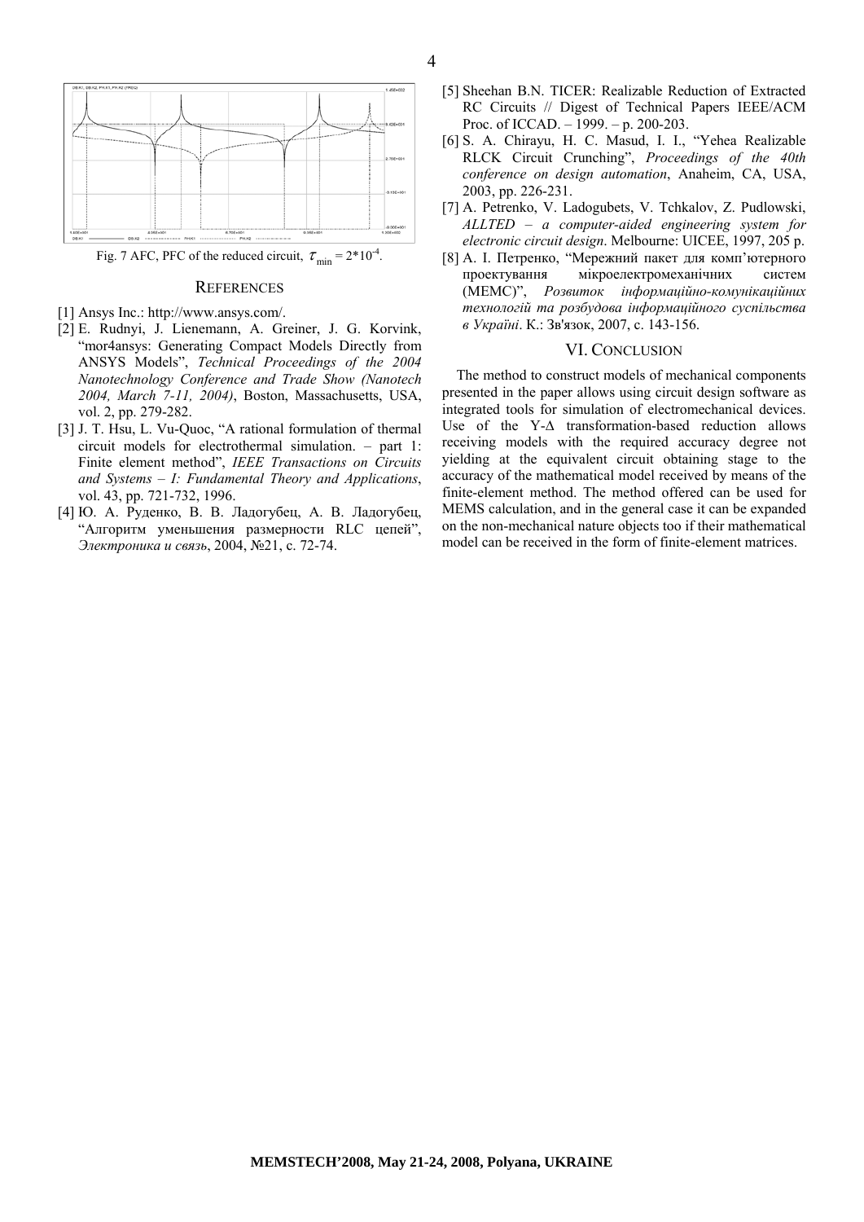DB.K1, DB.K2, PH.K1, PH.K2 (FREQ)

1.45E+002

8.42E+001

2.75E+001

-3.13E+001

-9.00E+001

1.60E+001

4.06E+001

6.70E+001

9.36E+001

1.20E+002

DB.K1 DB.K2 PH.K1 PH.K2

Fig. 7 AFC, PFC of the reduced circuit, $\tau_{\min} = 2*10^{-4}$.

## References

[1] Ansys Inc.: http://www.ansys.com/.

[2] E. Rudnyi, J. Lienemann, A. Greiner, J. G. Korvink, "mor4ansys: Generating Compact Models Directly from ANSYS Models", *Technical Proceedings of the 2004 Nanotechnology Conference and Trade Show (Nanotech 2004, March 7-11, 2004)*, Boston, Massachusetts, USA, vol. 2, pp. 279-282.

[3] J. T. Hsu, L. Vu-Quoc, "A rational formulation of thermal circuit models for electrothermal simulation. – part 1: Finite element method", *IEEE Transactions on Circuits and Systems – I: Fundamental Theory and Applications*, vol. 43, pp. 721-732, 1996.

[4] Ю. А. Руденко, В. В. Ладогубец, А. В. Ладогубец, "Алгоритм уменьшения размерности RLC цепей", *Электроника и связь*, 2004, №21, с. 72-74.

[5] Sheehan B.N. TICER: Realizable Reduction of Extracted RC Circuits // Digest of Technical Papers IEEE/ACM Proc. of ICCAD. – 1999. – p. 200-203.

[6] S. A. Chirayu, H. C. Masud, I. I., "Yehea Realizable RLCK Circuit Crunching", *Proceedings of the 40th conference on design automation*, Anaheim, CA, USA, 2003, pp. 226-231.

[7] A. Petrenko, V. Ladogubets, V. Tchkalov, Z. Pudlowski, *ALLTED – a computer-aided engineering system for electronic circuit design*. Melbourne: UICEE, 1997, 205 p.

[8] А. І. Петренко, "Мережний пакет для комп'ютерного проектування мікроелектромеханічних систем (МЕМС)", *Розвиток інформаційно-комунікаційних технологій та розбудова інформаційного суспільства в Україні*. К.: Зв'язок, 2007, с. 143-156.

## VI. Conclusion

The method to construct models of mechanical components presented in the paper allows using circuit design software as integrated tools for simulation of electromechanical devices. Use of the Y-Δ transformation-based reduction allows receiving models with the required accuracy degree not yielding at the equivalent circuit obtaining stage to the accuracy of the mathematical model received by means of the finite-element method. The method offered can be used for MEMS calculation, and in the general case it can be expanded on the non-mechanical nature objects too if their mathematical model can be received in the form of finite-element matrices.